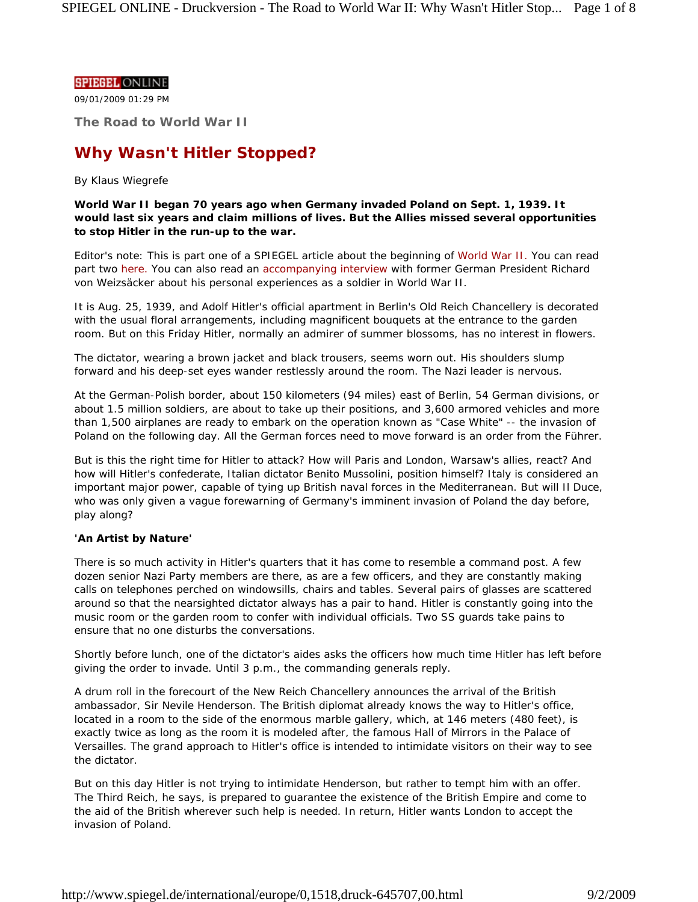SPIEGEL ONLINE

09/01/2009 01:29 PM

**The Road to World War II**

# Why Wasn't Hitler Stopped?

By Klaus Wiegrefe

**World War II began 70 years ago when Germany invaded Poland on Sept. 1, 1939. It would last six years and claim millions of lives. But the Allies missed several opportunities to stop Hitler in the run-up to the war.**

Editor's note: This is part one of a SPIEGEL article about the beginning of World War II. You can read part two here. You can also read an accompanying interview with former German President Richard von Weizsäcker about his personal experiences as a soldier in World War II.

It is Aug. 25, 1939, and Adolf Hitler's official apartment in Berlin's Old Reich Chancellery is decorated with the usual floral arrangements, including magnificent bouquets at the entrance to the garden room. But on this Friday Hitler, normally an admirer of summer blossoms, has no interest in flowers.

The dictator, wearing a brown jacket and black trousers, seems worn out. His shoulders slump forward and his deep-set eyes wander restlessly around the room. The Nazi leader is nervous.

At the German-Polish border, about 150 kilometers (94 miles) east of Berlin, 54 German divisions, or about 1.5 million soldiers, are about to take up their positions, and 3,600 armored vehicles and more than 1,500 airplanes are ready to embark on the operation known as "Case White" -- the invasion of Poland on the following day. All the German forces need to move forward is an order from the Führer.

But is this the right time for Hitler to attack? How will Paris and London, Warsaw's allies, react? And how will Hitler's confederate, Italian dictator Benito Mussolini, position himself? Italy is considered an important major power, capable of tying up British naval forces in the Mediterranean. But will Il Duce, who was only given a vague forewarning of Germany's imminent invasion of Poland the day before, play along?

**'An Artist by Nature'**

There is so much activity in Hitler's quarters that it has come to resemble a command post. A few dozen senior Nazi Party members are there, as are a few officers, and they are constantly making calls on telephones perched on windowsills, chairs and tables. Several pairs of glasses are scattered around so that the nearsighted dictator always has a pair to hand. Hitler is constantly going into the music room or the garden room to confer with individual officials. Two SS guards take pains to ensure that no one disturbs the conversations.

Shortly before lunch, one of the dictator's aides asks the officers how much time Hitler has left before giving the order to invade. Until 3 p.m., the commanding generals reply.

A drum roll in the forecourt of the New Reich Chancellery announces the arrival of the British ambassador, Sir Nevile Henderson. The British diplomat already knows the way to Hitler's office, located in a room to the side of the enormous marble gallery, which, at 146 meters (480 feet), is exactly twice as long as the room it is modeled after, the famous Hall of Mirrors in the Palace of Versailles. The grand approach to Hitler's office is intended to intimidate visitors on their way to see the dictator.

But on this day Hitler is not trying to intimidate Henderson, but rather to tempt him with an offer. The Third Reich, he says, is prepared to guarantee the existence of the British Empire and come to the aid of the British wherever such help is needed. In return, Hitler wants London to accept the invasion of Poland.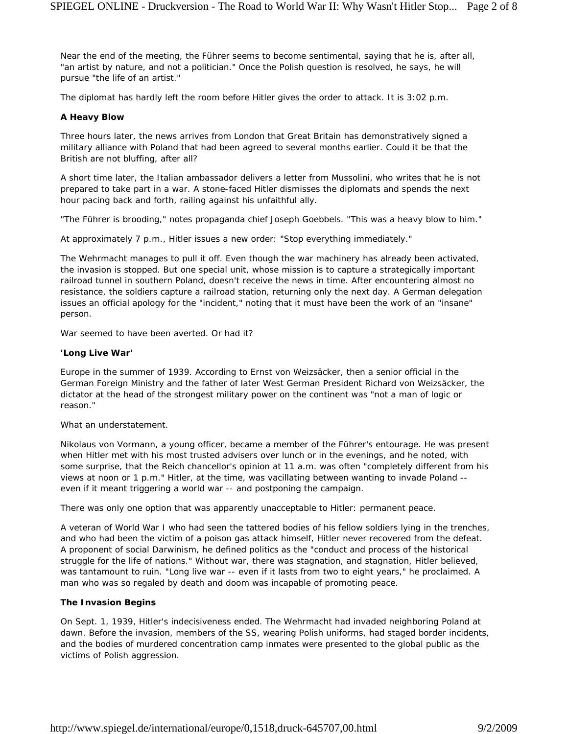Near the end of the meeting, the Führer seems to become sentimental, saying that he is, after all, "an artist by nature, and not a politician." Once the Polish question is resolved, he says, he will pursue "the life of an artist."

The diplomat has hardly left the room before Hitler gives the order to attack. It is 3:02 p.m.

**A Heavy Blow**

Three hours later, the news arrives from London that Great Britain has demonstratively signed a military alliance with Poland that had been agreed to several months earlier. Could it be that the British are not bluffing, after all?

A short time later, the Italian ambassador delivers a letter from Mussolini, who writes that he is not prepared to take part in a war. A stone-faced Hitler dismisses the diplomats and spends the next hour pacing back and forth, railing against his unfaithful ally.

"The Führer is brooding," notes propaganda chief Joseph Goebbels. "This was a heavy blow to him."

At approximately 7 p.m., Hitler issues a new order: "Stop everything immediately."

The Wehrmacht manages to pull it off. Even though the war machinery has already been activated, the invasion is stopped. But one special unit, whose mission is to capture a strategically important railroad tunnel in southern Poland, doesn't receive the news in time. After encountering almost no resistance, the soldiers capture a railroad station, returning only the next day. A German delegation issues an official apology for the "incident," noting that it must have been the work of an "insane" person.

War seemed to have been averted. Or had it?

**'Long Live War'**

Europe in the summer of 1939. According to Ernst von Weizsäcker, then a senior official in the German Foreign Ministry and the father of later West German President Richard von Weizsäcker, the dictator at the head of the strongest military power on the continent was "not a man of logic or reason."

What an understatement.

Nikolaus von Vormann, a young officer, became a member of the Führer's entourage. He was present when Hitler met with his most trusted advisers over lunch or in the evenings, and he noted, with some surprise, that the Reich chancellor's opinion at 11 a.m. was often "completely different from his views at noon or 1 p.m." Hitler, at the time, was vacillating between wanting to invade Poland -- even if it meant triggering a world war -- and postponing the campaign.

There was only one option that was apparently unacceptable to Hitler: permanent peace.

A veteran of World War I who had seen the tattered bodies of his fellow soldiers lying in the trenches, and who had been the victim of a poison gas attack himself, Hitler never recovered from the defeat. A proponent of social Darwinism, he defined politics as the "conduct and process of the historical struggle for the life of nations." Without war, there was stagnation, and stagnation, Hitler believed, was tantamount to ruin. "Long live war -- even if it lasts from two to eight years," he proclaimed. A man who was so regaled by death and doom was incapable of promoting peace.

**The Invasion Begins**

On Sept. 1, 1939, Hitler's indecisiveness ended. The Wehrmacht had invaded neighboring Poland at dawn. Before the invasion, members of the SS, wearing Polish uniforms, had staged border incidents, and the bodies of murdered concentration camp inmates were presented to the global public as the victims of Polish aggression.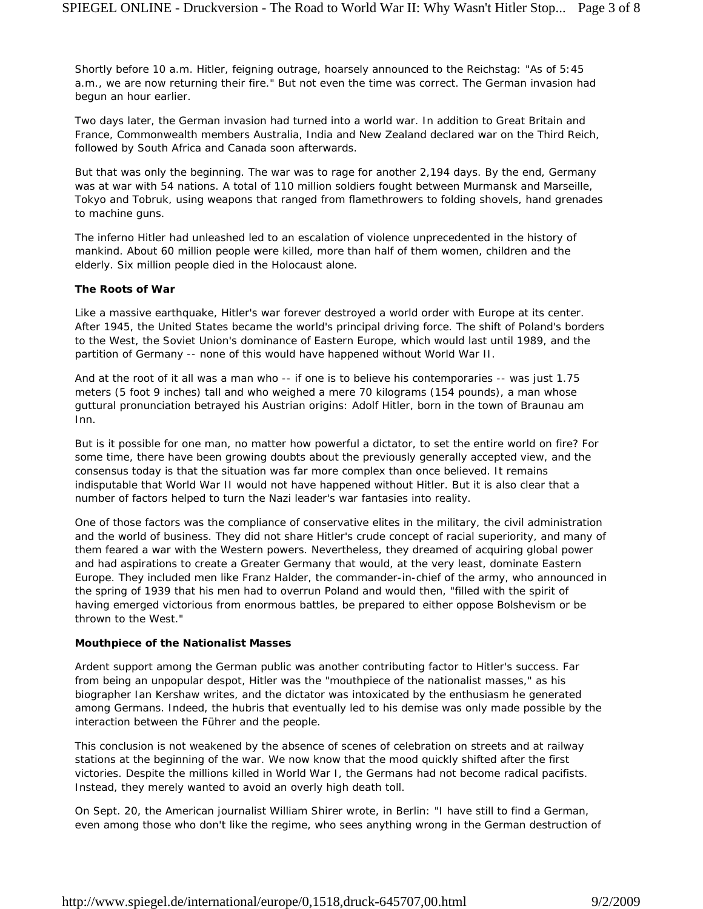Shortly before 10 a.m. Hitler, feigning outrage, hoarsely announced to the Reichstag: "As of 5:45 a.m., we are now returning their fire." But not even the time was correct. The German invasion had begun an hour earlier.

Two days later, the German invasion had turned into a world war. In addition to Great Britain and France, Commonwealth members Australia, India and New Zealand declared war on the Third Reich, followed by South Africa and Canada soon afterwards.

But that was only the beginning. The war was to rage for another 2,194 days. By the end, Germany was at war with 54 nations. A total of 110 million soldiers fought between Murmansk and Marseille, Tokyo and Tobruk, using weapons that ranged from flamethrowers to folding shovels, hand grenades to machine guns.

The inferno Hitler had unleashed led to an escalation of violence unprecedented in the history of mankind. About 60 million people were killed, more than half of them women, children and the elderly. Six million people died in the Holocaust alone.

**The Roots of War**

Like a massive earthquake, Hitler's war forever destroyed a world order with Europe at its center. After 1945, the United States became the world's principal driving force. The shift of Poland's borders to the West, the Soviet Union's dominance of Eastern Europe, which would last until 1989, and the partition of Germany -- none of this would have happened without World War II.

And at the root of it all was a man who -- if one is to believe his contemporaries -- was just 1.75 meters (5 foot 9 inches) tall and who weighed a mere 70 kilograms (154 pounds), a man whose guttural pronunciation betrayed his Austrian origins: Adolf Hitler, born in the town of Braunau am Inn.

But is it possible for one man, no matter how powerful a dictator, to set the entire world on fire? For some time, there have been growing doubts about the previously generally accepted view, and the consensus today is that the situation was far more complex than once believed. It remains indisputable that World War II would not have happened without Hitler. But it is also clear that a number of factors helped to turn the Nazi leader's war fantasies into reality.

One of those factors was the compliance of conservative elites in the military, the civil administration and the world of business. They did not share Hitler's crude concept of racial superiority, and many of them feared a war with the Western powers. Nevertheless, they dreamed of acquiring global power and had aspirations to create a Greater Germany that would, at the very least, dominate Eastern Europe. They included men like Franz Halder, the commander-in-chief of the army, who announced in the spring of 1939 that his men had to overrun Poland and would then, "filled with the spirit of having emerged victorious from enormous battles, be prepared to either oppose Bolshevism or be thrown to the West."

**Mouthpiece of the Nationalist Masses**

Ardent support among the German public was another contributing factor to Hitler's success. Far from being an unpopular despot, Hitler was the "mouthpiece of the nationalist masses," as his biographer Ian Kershaw writes, and the dictator was intoxicated by the enthusiasm he generated among Germans. Indeed, the hubris that eventually led to his demise was only made possible by the interaction between the Führer and the people.

This conclusion is not weakened by the absence of scenes of celebration on streets and at railway stations at the beginning of the war. We now know that the mood quickly shifted after the first victories. Despite the millions killed in World War I, the Germans had not become radical pacifists. Instead, they merely wanted to avoid an overly high death toll.

On Sept. 20, the American journalist William Shirer wrote, in Berlin: "I have still to find a German, even among those who don't like the regime, who sees anything wrong in the German destruction of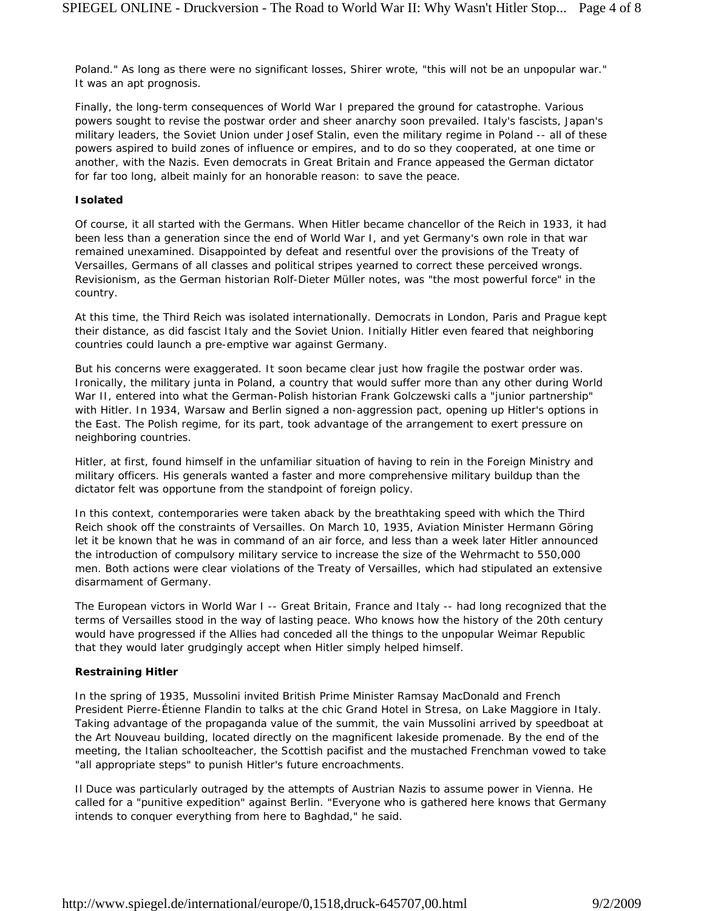Poland." As long as there were no significant losses, Shirer wrote, "this will not be an unpopular war." It was an apt prognosis.

Finally, the long-term consequences of World War I prepared the ground for catastrophe. Various powers sought to revise the postwar order and sheer anarchy soon prevailed. Italy's fascists, Japan's military leaders, the Soviet Union under Josef Stalin, even the military regime in Poland -- all of these powers aspired to build zones of influence or empires, and to do so they cooperated, at one time or another, with the Nazis. Even democrats in Great Britain and France appeased the German dictator for far too long, albeit mainly for an honorable reason: to save the peace.

**Isolated**

Of course, it all started with the Germans. When Hitler became chancellor of the Reich in 1933, it had been less than a generation since the end of World War I, and yet Germany's own role in that war remained unexamined. Disappointed by defeat and resentful over the provisions of the Treaty of Versailles, Germans of all classes and political stripes yearned to correct these perceived wrongs. Revisionism, as the German historian Rolf-Dieter Müller notes, was "the most powerful force" in the country.

At this time, the Third Reich was isolated internationally. Democrats in London, Paris and Prague kept their distance, as did fascist Italy and the Soviet Union. Initially Hitler even feared that neighboring countries could launch a pre-emptive war against Germany.

But his concerns were exaggerated. It soon became clear just how fragile the postwar order was. Ironically, the military junta in Poland, a country that would suffer more than any other during World War II, entered into what the German-Polish historian Frank Golczewski calls a "junior partnership" with Hitler. In 1934, Warsaw and Berlin signed a non-aggression pact, opening up Hitler's options in the East. The Polish regime, for its part, took advantage of the arrangement to exert pressure on neighboring countries.

Hitler, at first, found himself in the unfamiliar situation of having to rein in the Foreign Ministry and military officers. His generals wanted a faster and more comprehensive military buildup than the dictator felt was opportune from the standpoint of foreign policy.

In this context, contemporaries were taken aback by the breathtaking speed with which the Third Reich shook off the constraints of Versailles. On March 10, 1935, Aviation Minister Hermann Göring let it be known that he was in command of an air force, and less than a week later Hitler announced the introduction of compulsory military service to increase the size of the Wehrmacht to 550,000 men. Both actions were clear violations of the Treaty of Versailles, which had stipulated an extensive disarmament of Germany.

The European victors in World War I -- Great Britain, France and Italy -- had long recognized that the terms of Versailles stood in the way of lasting peace. Who knows how the history of the 20th century would have progressed if the Allies had conceded all the things to the unpopular Weimar Republic that they would later grudgingly accept when Hitler simply helped himself.

**Restraining Hitler**

In the spring of 1935, Mussolini invited British Prime Minister Ramsay MacDonald and French President Pierre-Étienne Flandin to talks at the chic Grand Hotel in Stresa, on Lake Maggiore in Italy. Taking advantage of the propaganda value of the summit, the vain Mussolini arrived by speedboat at the Art Nouveau building, located directly on the magnificent lakeside promenade. By the end of the meeting, the Italian schoolteacher, the Scottish pacifist and the mustached Frenchman vowed to take "all appropriate steps" to punish Hitler's future encroachments.

Il Duce was particularly outraged by the attempts of Austrian Nazis to assume power in Vienna. He called for a "punitive expedition" against Berlin. "Everyone who is gathered here knows that Germany intends to conquer everything from here to Baghdad," he said.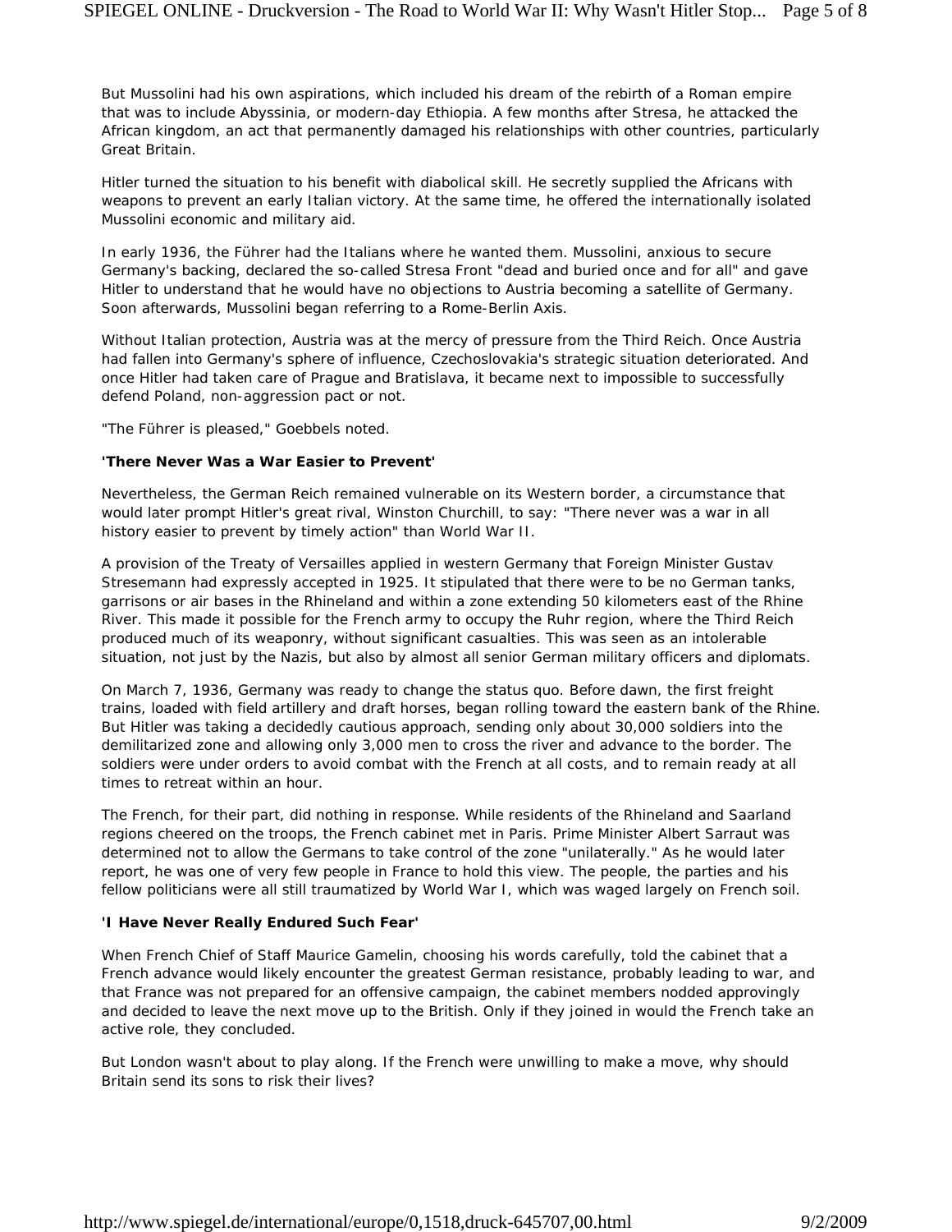But Mussolini had his own aspirations, which included his dream of the rebirth of a Roman empire that was to include Abyssinia, or modern-day Ethiopia. A few months after Stresa, he attacked the African kingdom, an act that permanently damaged his relationships with other countries, particularly Great Britain.

Hitler turned the situation to his benefit with diabolical skill. He secretly supplied the Africans with weapons to prevent an early Italian victory. At the same time, he offered the internationally isolated Mussolini economic and military aid.

In early 1936, the Führer had the Italians where he wanted them. Mussolini, anxious to secure Germany's backing, declared the so-called Stresa Front "dead and buried once and for all" and gave Hitler to understand that he would have no objections to Austria becoming a satellite of Germany. Soon afterwards, Mussolini began referring to a Rome-Berlin Axis.

Without Italian protection, Austria was at the mercy of pressure from the Third Reich. Once Austria had fallen into Germany's sphere of influence, Czechoslovakia's strategic situation deteriorated. And once Hitler had taken care of Prague and Bratislava, it became next to impossible to successfully defend Poland, non-aggression pact or not.

"The Führer is pleased," Goebbels noted.

**'There Never Was a War Easier to Prevent'**

Nevertheless, the German Reich remained vulnerable on its Western border, a circumstance that would later prompt Hitler's great rival, Winston Churchill, to say: "There never was a war in all history easier to prevent by timely action" than World War II.

A provision of the Treaty of Versailles applied in western Germany that Foreign Minister Gustav Stresemann had expressly accepted in 1925. It stipulated that there were to be no German tanks, garrisons or air bases in the Rhineland and within a zone extending 50 kilometers east of the Rhine River. This made it possible for the French army to occupy the Ruhr region, where the Third Reich produced much of its weaponry, without significant casualties. This was seen as an intolerable situation, not just by the Nazis, but also by almost all senior German military officers and diplomats.

On March 7, 1936, Germany was ready to change the status quo. Before dawn, the first freight trains, loaded with field artillery and draft horses, began rolling toward the eastern bank of the Rhine. But Hitler was taking a decidedly cautious approach, sending only about 30,000 soldiers into the demilitarized zone and allowing only 3,000 men to cross the river and advance to the border. The soldiers were under orders to avoid combat with the French at all costs, and to remain ready at all times to retreat within an hour.

The French, for their part, did nothing in response. While residents of the Rhineland and Saarland regions cheered on the troops, the French cabinet met in Paris. Prime Minister Albert Sarraut was determined not to allow the Germans to take control of the zone "unilaterally." As he would later report, he was one of very few people in France to hold this view. The people, the parties and his fellow politicians were all still traumatized by World War I, which was waged largely on French soil.

**'I Have Never Really Endured Such Fear'**

When French Chief of Staff Maurice Gamelin, choosing his words carefully, told the cabinet that a French advance would likely encounter the greatest German resistance, probably leading to war, and that France was not prepared for an offensive campaign, the cabinet members nodded approvingly and decided to leave the next move up to the British. Only if they joined in would the French take an active role, they concluded.

But London wasn't about to play along. If the French were unwilling to make a move, why should Britain send its sons to risk their lives?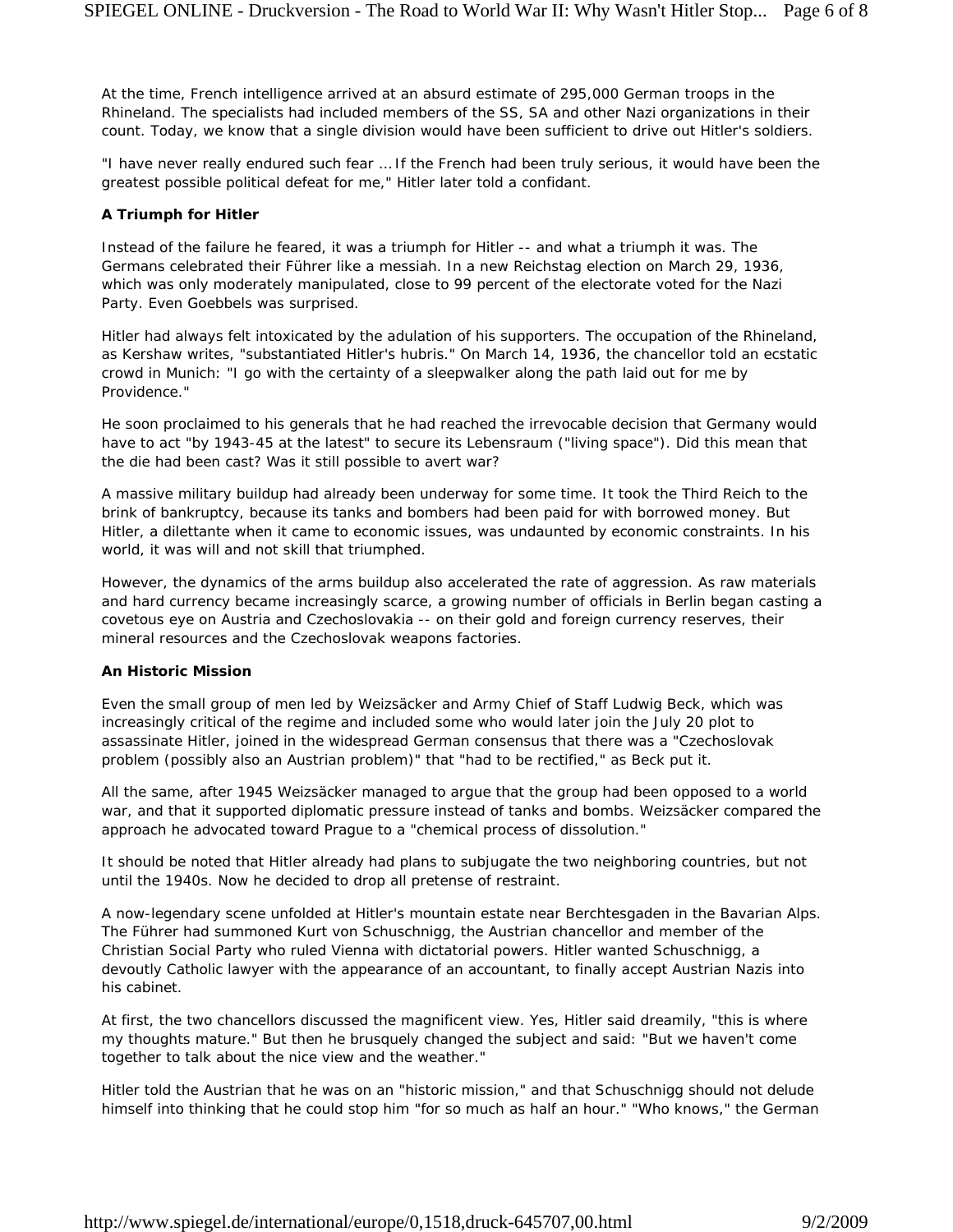At the time, French intelligence arrived at an absurd estimate of 295,000 German troops in the Rhineland. The specialists had included members of the SS, SA and other Nazi organizations in their count. Today, we know that a single division would have been sufficient to drive out Hitler's soldiers.

"I have never really endured such fear ... If the French had been truly serious, it would have been the greatest possible political defeat for me," Hitler later told a confidant.

**A Triumph for Hitler**

Instead of the failure he feared, it was a triumph for Hitler -- and what a triumph it was. The Germans celebrated their Führer like a messiah. In a new Reichstag election on March 29, 1936, which was only moderately manipulated, close to 99 percent of the electorate voted for the Nazi Party. Even Goebbels was surprised.

Hitler had always felt intoxicated by the adulation of his supporters. The occupation of the Rhineland, as Kershaw writes, "substantiated Hitler's hubris." On March 14, 1936, the chancellor told an ecstatic crowd in Munich: "I go with the certainty of a sleepwalker along the path laid out for me by Providence."

He soon proclaimed to his generals that he had reached the irrevocable decision that Germany would have to act "by 1943-45 at the latest" to secure its Lebensraum ("living space"). Did this mean that the die had been cast? Was it still possible to avert war?

A massive military buildup had already been underway for some time. It took the Third Reich to the brink of bankruptcy, because its tanks and bombers had been paid for with borrowed money. But Hitler, a dilettante when it came to economic issues, was undaunted by economic constraints. In his world, it was will and not skill that triumphed.

However, the dynamics of the arms buildup also accelerated the rate of aggression. As raw materials and hard currency became increasingly scarce, a growing number of officials in Berlin began casting a covetous eye on Austria and Czechoslovakia -- on their gold and foreign currency reserves, their mineral resources and the Czechoslovak weapons factories.

**An Historic Mission**

Even the small group of men led by Weizsäcker and Army Chief of Staff Ludwig Beck, which was increasingly critical of the regime and included some who would later join the July 20 plot to assassinate Hitler, joined in the widespread German consensus that there was a "Czechoslovak problem (possibly also an Austrian problem)" that "had to be rectified," as Beck put it.

All the same, after 1945 Weizsäcker managed to argue that the group had been opposed to a world war, and that it supported diplomatic pressure instead of tanks and bombs. Weizsäcker compared the approach he advocated toward Prague to a "chemical process of dissolution."

It should be noted that Hitler already had plans to subjugate the two neighboring countries, but not until the 1940s. Now he decided to drop all pretense of restraint.

A now-legendary scene unfolded at Hitler's mountain estate near Berchtesgaden in the Bavarian Alps. The Führer had summoned Kurt von Schuschnigg, the Austrian chancellor and member of the Christian Social Party who ruled Vienna with dictatorial powers. Hitler wanted Schuschnigg, a devoutly Catholic lawyer with the appearance of an accountant, to finally accept Austrian Nazis into his cabinet.

At first, the two chancellors discussed the magnificent view. Yes, Hitler said dreamily, "this is where my thoughts mature." But then he brusquely changed the subject and said: "But we haven't come together to talk about the nice view and the weather."

Hitler told the Austrian that he was on an "historic mission," and that Schuschnigg should not delude himself into thinking that he could stop him "for so much as half an hour." "Who knows," the German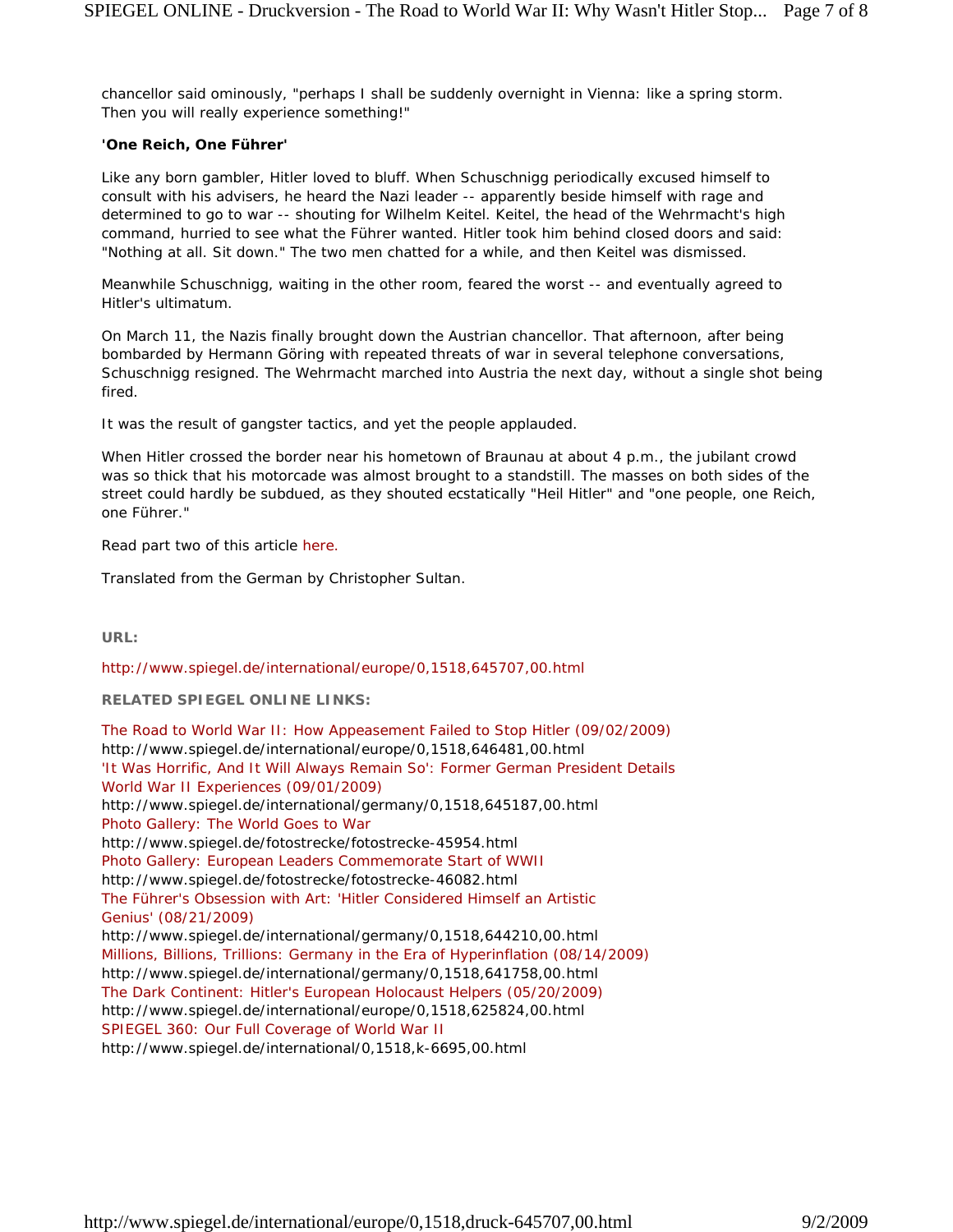chancellor said ominously, "perhaps I shall be suddenly overnight in Vienna: like a spring storm. Then you will really experience something!"

**'One Reich, One Führer'**

Like any born gambler, Hitler loved to bluff. When Schuschnigg periodically excused himself to consult with his advisers, he heard the Nazi leader -- apparently beside himself with rage and determined to go to war -- shouting for Wilhelm Keitel. Keitel, the head of the Wehrmacht's high command, hurried to see what the Führer wanted. Hitler took him behind closed doors and said: "Nothing at all. Sit down." The two men chatted for a while, and then Keitel was dismissed.

Meanwhile Schuschnigg, waiting in the other room, feared the worst -- and eventually agreed to Hitler's ultimatum.

On March 11, the Nazis finally brought down the Austrian chancellor. That afternoon, after being bombarded by Hermann Göring with repeated threats of war in several telephone conversations, Schuschnigg resigned. The Wehrmacht marched into Austria the next day, without a single shot being fired.

It was the result of gangster tactics, and yet the people applauded.

When Hitler crossed the border near his hometown of Braunau at about 4 p.m., the jubilant crowd was so thick that his motorcade was almost brought to a standstill. The masses on both sides of the street could hardly be subdued, as they shouted ecstatically "Heil Hitler" and "one people, one Reich, one Führer."

Read part two of this article here.

Translated from the German by Christopher Sultan.

**URL:**

http://www.spiegel.de/international/europe/0,1518,645707,00.html

**RELATED SPIEGEL ONLINE LINKS:**

The Road to World War II: How Appeasement Failed to Stop Hitler (09/02/2009)
http://www.spiegel.de/international/europe/0,1518,646481,00.html
'It Was Horrific, And It Will Always Remain So': Former German President Details World War II Experiences (09/01/2009)
http://www.spiegel.de/international/germany/0,1518,645187,00.html
Photo Gallery: The World Goes to War
http://www.spiegel.de/fotostrecke/fotostrecke-45954.html
Photo Gallery: European Leaders Commemorate Start of WWII
http://www.spiegel.de/fotostrecke/fotostrecke-46082.html
The Führer's Obsession with Art: 'Hitler Considered Himself an Artistic Genius' (08/21/2009)
http://www.spiegel.de/international/germany/0,1518,644210,00.html
Millions, Billions, Trillions: Germany in the Era of Hyperinflation (08/14/2009)
http://www.spiegel.de/international/germany/0,1518,641758,00.html
The Dark Continent: Hitler's European Holocaust Helpers (05/20/2009)
http://www.spiegel.de/international/europe/0,1518,625824,00.html
SPIEGEL 360: Our Full Coverage of World War II
http://www.spiegel.de/international/0,1518,k-6695,00.html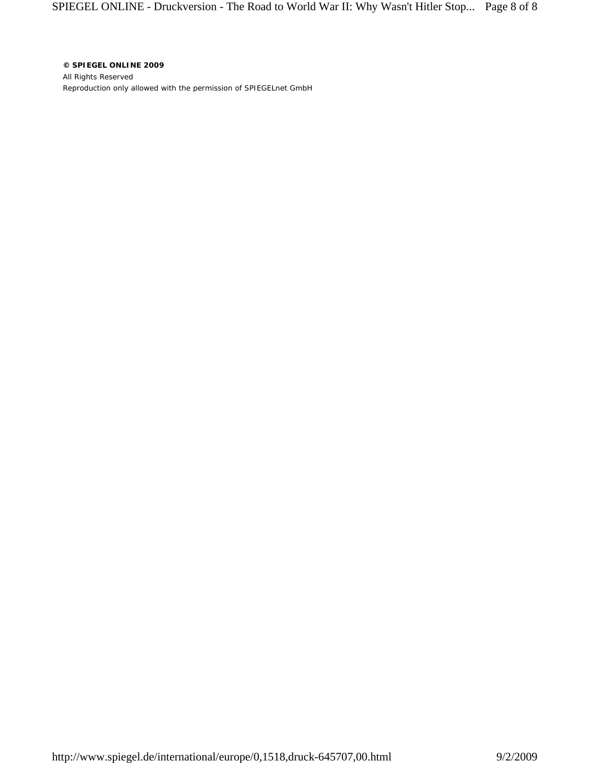**© SPIEGEL ONLINE 2009**

*All Rights Reserved*

*Reproduction only allowed with the permission of SPIEGELnet GmbH*